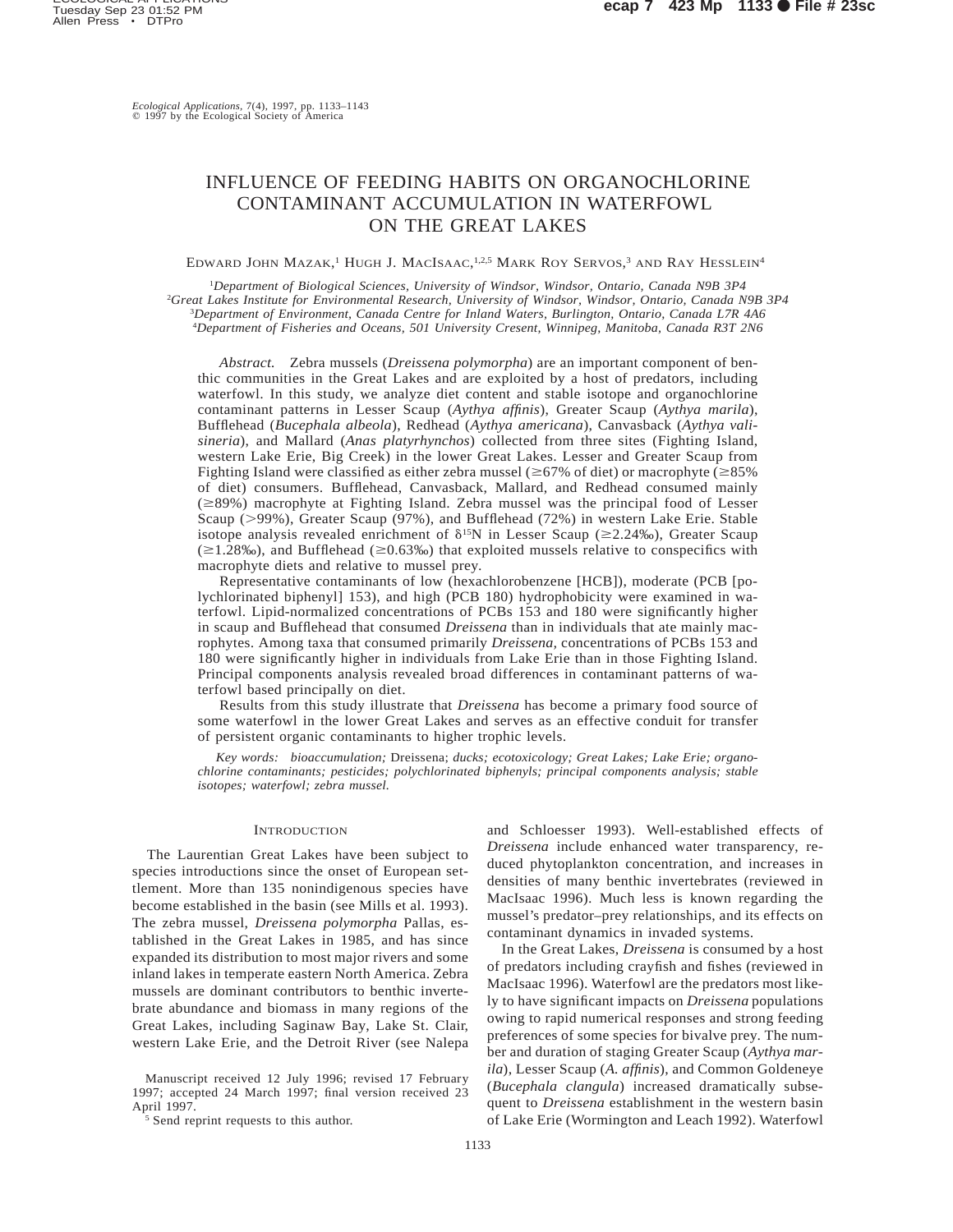# INFLUENCE OF FEEDING HABITS ON ORGANOCHLORINE CONTAMINANT ACCUMULATION IN WATERFOWL ON THE GREAT LAKES

Edward John Mazak,[1] Hugh J. MacIsaac,[1,2,5] Mark Roy Servos,[3] and Ray Hesslein[4]

[1]*Department of Biological Sciences, University of Windsor, Windsor, Ontario, Canada N9B 3P4*
[2]*Great Lakes Institute for Environmental Research, University of Windsor, Windsor, Ontario, Canada N9B 3P4*
[3]*Department of Environment, Canada Centre for Inland Waters, Burlington, Ontario, Canada L7R 4A6*
[4]*Department of Fisheries and Oceans, 501 University Cresent, Winnipeg, Manitoba, Canada R3T 2N6*

*Abstract.* Zebra mussels (*Dreissena polymorpha*) are an important component of benthic communities in the Great Lakes and are exploited by a host of predators, including waterfowl. In this study, we analyze diet content and stable isotope and organochlorine contaminant patterns in Lesser Scaup (*Aythya affinis*), Greater Scaup (*Aythya marila*), Bufflehead (*Bucephala albeola*), Redhead (*Aythya americana*), Canvasback (*Aythya valisineria*), and Mallard (*Anas platyrhynchos*) collected from three sites (Fighting Island, western Lake Erie, Big Creek) in the lower Great Lakes. Lesser and Greater Scaup from Fighting Island were classified as either zebra mussel (≥67% of diet) or macrophyte (≥85% of diet) consumers. Bufflehead, Canvasback, Mallard, and Redhead consumed mainly (≥89%) macrophyte at Fighting Island. Zebra mussel was the principal food of Lesser Scaup (>99%), Greater Scaup (97%), and Bufflehead (72%) in western Lake Erie. Stable isotope analysis revealed enrichment of $\delta^{15}N$ in Lesser Scaup (≥2.24‰), Greater Scaup (≥1.28‰), and Bufflehead (≥0.63‰) that exploited mussels relative to conspecifics with macrophyte diets and relative to mussel prey.

Representative contaminants of low (hexachlorobenzene [HCB]), moderate (PCB [polychlorinated biphenyl] 153), and high (PCB 180) hydrophobicity were examined in waterfowl. Lipid-normalized concentrations of PCBs 153 and 180 were significantly higher in scaup and Bufflehead that consumed *Dreissena* than in individuals that ate mainly macrophytes. Among taxa that consumed primarily *Dreissena*, concentrations of PCBs 153 and 180 were significantly higher in individuals from Lake Erie than in those Fighting Island. Principal components analysis revealed broad differences in contaminant patterns of waterfowl based principally on diet.

Results from this study illustrate that *Dreissena* has become a primary food source of some waterfowl in the lower Great Lakes and serves as an effective conduit for transfer of persistent organic contaminants to higher trophic levels.

*Key words: bioaccumulation;* Dreissena; *ducks; ecotoxicology; Great Lakes; Lake Erie; organochlorine contaminants; pesticides; polychlorinated biphenyls; principal components analysis; stable isotopes; waterfowl; zebra mussel.*

## Introduction

The Laurentian Great Lakes have been subject to species introductions since the onset of European settlement. More than 135 nonindigenous species have become established in the basin (see Mills et al. 1993). The zebra mussel, *Dreissena polymorpha* Pallas, established in the Great Lakes in 1985, and has since expanded its distribution to most major rivers and some inland lakes in temperate eastern North America. Zebra mussels are dominant contributors to benthic invertebrate abundance and biomass in many regions of the Great Lakes, including Saginaw Bay, Lake St. Clair, western Lake Erie, and the Detroit River (see Nalepa and Schloesser 1993). Well-established effects of *Dreissena* include enhanced water transparency, reduced phytoplankton concentration, and increases in densities of many benthic invertebrates (reviewed in MacIsaac 1996). Much less is known regarding the mussel's predator–prey relationships, and its effects on contaminant dynamics in invaded systems.

In the Great Lakes, *Dreissena* is consumed by a host of predators including crayfish and fishes (reviewed in MacIsaac 1996). Waterfowl are the predators most likely to have significant impacts on *Dreissena* populations owing to rapid numerical responses and strong feeding preferences of some species for bivalve prey. The number and duration of staging Greater Scaup (*Aythya marila*), Lesser Scaup (*A. affinis*), and Common Goldeneye (*Bucephala clangula*) increased dramatically subsequent to *Dreissena* establishment in the western basin of Lake Erie (Wormington and Leach 1992). Waterfowl

Manuscript received 12 July 1996; revised 17 February 1997; accepted 24 March 1997; final version received 23 April 1997.

[5] Send reprint requests to this author.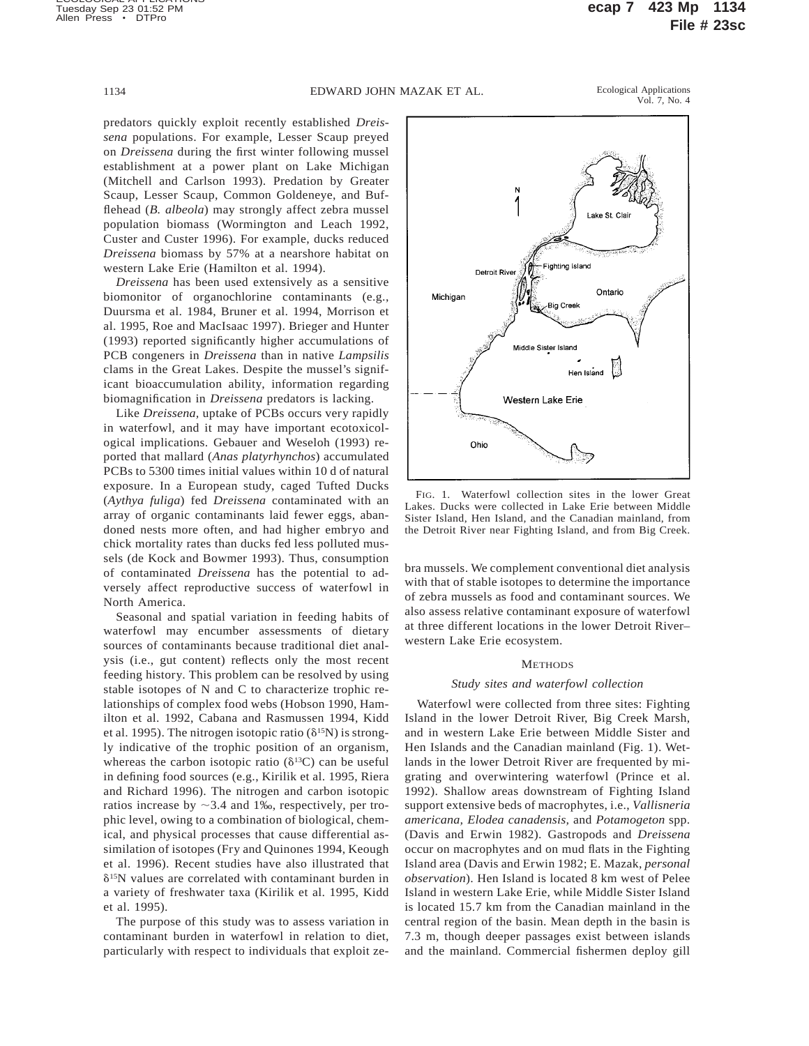predators quickly exploit recently established *Dreissena* populations. For example, Lesser Scaup preyed on *Dreissena* during the first winter following mussel establishment at a power plant on Lake Michigan (Mitchell and Carlson 1993). Predation by Greater Scaup, Lesser Scaup, Common Goldeneye, and Bufflehead (*B. albeola*) may strongly affect zebra mussel population biomass (Wormington and Leach 1992, Custer and Custer 1996). For example, ducks reduced *Dreissena* biomass by 57% at a nearshore habitat on western Lake Erie (Hamilton et al. 1994).

*Dreissena* has been used extensively as a sensitive biomonitor of organochlorine contaminants (e.g., Duursma et al. 1984, Bruner et al. 1994, Morrison et al. 1995, Roe and MacIsaac 1997). Brieger and Hunter (1993) reported significantly higher accumulations of PCB congeners in *Dreissena* than in native *Lampsilis* clams in the Great Lakes. Despite the mussel's significant bioaccumulation ability, information regarding biomagnification in *Dreissena* predators is lacking.

Like *Dreissena*, uptake of PCBs occurs very rapidly in waterfowl, and it may have important ecotoxicological implications. Gebauer and Weseloh (1993) reported that mallard (*Anas platyrhynchos*) accumulated PCBs to 5300 times initial values within 10 d of natural exposure. In a European study, caged Tufted Ducks (*Aythya fuliga*) fed *Dreissena* contaminated with an array of organic contaminants laid fewer eggs, abandoned nests more often, and had higher embryo and chick mortality rates than ducks fed less polluted mussels (de Kock and Bowmer 1993). Thus, consumption of contaminated *Dreissena* has the potential to adversely affect reproductive success of waterfowl in North America.

Seasonal and spatial variation in feeding habits of waterfowl may encumber assessments of dietary sources of contaminants because traditional diet analysis (i.e., gut content) reflects only the most recent feeding history. This problem can be resolved by using stable isotopes of N and C to characterize trophic relationships of complex food webs (Hobson 1990, Hamilton et al. 1992, Cabana and Rasmussen 1994, Kidd et al. 1995). The nitrogen isotopic ratio ($\delta^{15}N$) is strongly indicative of the trophic position of an organism, whereas the carbon isotopic ratio ($\delta^{13}C$) can be useful in defining food sources (e.g., Kirilik et al. 1995, Riera and Richard 1996). The nitrogen and carbon isotopic ratios increase by ~3.4 and 1‰, respectively, per trophic level, owing to a combination of biological, chemical, and physical processes that cause differential assimilation of isotopes (Fry and Quinones 1994, Keough et al. 1996). Recent studies have also illustrated that $\delta^{15}N$ values are correlated with contaminant burden in a variety of freshwater taxa (Kirilik et al. 1995, Kidd et al. 1995).

The purpose of this study was to assess variation in contaminant burden in waterfowl in relation to diet, particularly with respect to individuals that exploit zebra mussels. We complement conventional diet analysis with that of stable isotopes to determine the importance of zebra mussels as food and contaminant sources. We also assess relative contaminant exposure of waterfowl at three different locations in the lower Detroit River–western Lake Erie ecosystem.

N
Lake St. Clair
Detroit River
Fighting Island
Michigan
Ontario
Big Creek
Middle Sister Island
Hen Island
Western Lake Erie
Ohio

FIG. 1. Waterfowl collection sites in the lower Great Lakes. Ducks were collected in Lake Erie between Middle Sister Island, Hen Island, and the Canadian mainland, from the Detroit River near Fighting Island, and from Big Creek.

## METHODS

### Study sites and waterfowl collection

Waterfowl were collected from three sites: Fighting Island in the lower Detroit River, Big Creek Marsh, and in western Lake Erie between Middle Sister and Hen Islands and the Canadian mainland (Fig. 1). Wetlands in the lower Detroit River are frequented by migrating and overwintering waterfowl (Prince et al. 1992). Shallow areas downstream of Fighting Island support extensive beds of macrophytes, i.e., *Vallisneria americana, Elodea canadensis,* and *Potamogeton* spp. (Davis and Erwin 1982). Gastropods and *Dreissena* occur on macrophytes and on mud flats in the Fighting Island area (Davis and Erwin 1982; E. Mazak, *personal observation*). Hen Island is located 8 km west of Pelee Island in western Lake Erie, while Middle Sister Island is located 15.7 km from the Canadian mainland in the central region of the basin. Mean depth in the basin is 7.3 m, though deeper passages exist between islands and the mainland. Commercial fishermen deploy gill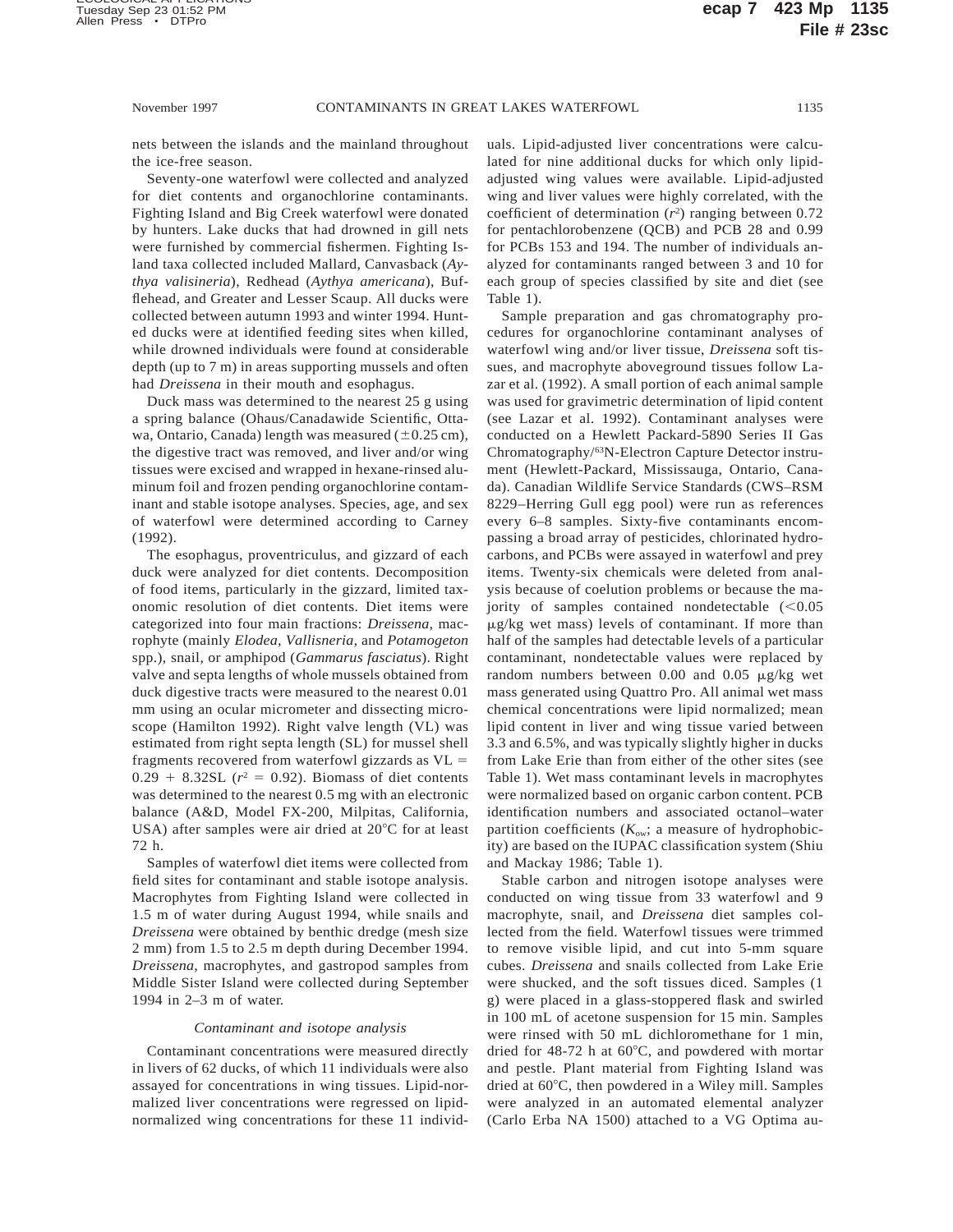nets between the islands and the mainland throughout the ice-free season.

Seventy-one waterfowl were collected and analyzed for diet contents and organochlorine contaminants. Fighting Island and Big Creek waterfowl were donated by hunters. Lake ducks that had drowned in gill nets were furnished by commercial fishermen. Fighting Island taxa collected included Mallard, Canvasback (*Aythya valisineria*), Redhead (*Aythya americana*), Bufflehead, and Greater and Lesser Scaup. All ducks were collected between autumn 1993 and winter 1994. Hunted ducks were at identified feeding sites when killed, while drowned individuals were found at considerable depth (up to 7 m) in areas supporting mussels and often had *Dreissena* in their mouth and esophagus.

Duck mass was determined to the nearest 25 g using a spring balance (Ohaus/Canadawide Scientific, Ottawa, Ontario, Canada) length was measured ($\pm$0.25 cm), the digestive tract was removed, and liver and/or wing tissues were excised and wrapped in hexane-rinsed aluminum foil and frozen pending organochlorine contaminant and stable isotope analyses. Species, age, and sex of waterfowl were determined according to Carney (1992).

The esophagus, proventriculus, and gizzard of each duck were analyzed for diet contents. Decomposition of food items, particularly in the gizzard, limited taxonomic resolution of diet contents. Diet items were categorized into four main fractions: *Dreissena*, macrophyte (mainly *Elodea*, *Vallisneria*, and *Potamogeton* spp.), snail, or amphipod (*Gammarus fasciatus*). Right valve and septa lengths of whole mussels obtained from duck digestive tracts were measured to the nearest 0.01 mm using an ocular micrometer and dissecting microscope (Hamilton 1992). Right valve length (VL) was estimated from right septa length (SL) for mussel shell fragments recovered from waterfowl gizzards as $\text{VL} = 0.29 + 8.32\text{SL}$ ($r^2 = 0.92$). Biomass of diet contents was determined to the nearest 0.5 mg with an electronic balance (A&D, Model FX-200, Milpitas, California, USA) after samples were air dried at 20°C for at least 72 h.

Samples of waterfowl diet items were collected from field sites for contaminant and stable isotope analysis. Macrophytes from Fighting Island were collected in 1.5 m of water during August 1994, while snails and *Dreissena* were obtained by benthic dredge (mesh size 2 mm) from 1.5 to 2.5 m depth during December 1994. *Dreissena*, macrophytes, and gastropod samples from Middle Sister Island were collected during September 1994 in 2–3 m of water.

### *Contaminant and isotope analysis*

Contaminant concentrations were measured directly in livers of 62 ducks, of which 11 individuals were also assayed for concentrations in wing tissues. Lipid-normalized liver concentrations were regressed on lipid-normalized wing concentrations for these 11 individuals. Lipid-adjusted liver concentrations were calculated for nine additional ducks for which only lipid-adjusted wing values were available. Lipid-adjusted wing and liver values were highly correlated, with the coefficient of determination ($r^2$) ranging between 0.72 for pentachlorobenzene (QCB) and PCB 28 and 0.99 for PCBs 153 and 194. The number of individuals analyzed for contaminants ranged between 3 and 10 for each group of species classified by site and diet (see Table 1).

Sample preparation and gas chromatography procedures for organochlorine contaminant analyses of waterfowl wing and/or liver tissue, *Dreissena* soft tissues, and macrophyte aboveground tissues follow Lazar et al. (1992). A small portion of each animal sample was used for gravimetric determination of lipid content (see Lazar et al. 1992). Contaminant analyses were conducted on a Hewlett Packard-5890 Series II Gas Chromatography/$^{63}$N-Electron Capture Detector instrument (Hewlett-Packard, Mississauga, Ontario, Canada). Canadian Wildlife Service Standards (CWS–RSM 8229–Herring Gull egg pool) were run as references every 6–8 samples. Sixty-five contaminants encompassing a broad array of pesticides, chlorinated hydrocarbons, and PCBs were assayed in waterfowl and prey items. Twenty-six chemicals were deleted from analysis because of coelution problems or because the majority of samples contained nondetectable ($<$0.05 μg/kg wet mass) levels of contaminant. If more than half of the samples had detectable levels of a particular contaminant, nondetectable values were replaced by random numbers between 0.00 and 0.05 μg/kg wet mass generated using Quattro Pro. All animal wet mass chemical concentrations were lipid normalized; mean lipid content in liver and wing tissue varied between 3.3 and 6.5%, and was typically slightly higher in ducks from Lake Erie than from either of the other sites (see Table 1). Wet mass contaminant levels in macrophytes were normalized based on organic carbon content. PCB identification numbers and associated octanol–water partition coefficients ($K_{ow}$; a measure of hydrophobicity) are based on the IUPAC classification system (Shiu and Mackay 1986; Table 1).

Stable carbon and nitrogen isotope analyses were conducted on wing tissue from 33 waterfowl and 9 macrophyte, snail, and *Dreissena* diet samples collected from the field. Waterfowl tissues were trimmed to remove visible lipid, and cut into 5-mm square cubes. *Dreissena* and snails collected from Lake Erie were shucked, and the soft tissues diced. Samples (1 g) were placed in a glass-stoppered flask and swirled in 100 mL of acetone suspension for 15 min. Samples were rinsed with 50 mL dichloromethane for 1 min, dried for 48-72 h at 60°C, and powdered with mortar and pestle. Plant material from Fighting Island was dried at 60°C, then powdered in a Wiley mill. Samples were analyzed in an automated elemental analyzer (Carlo Erba NA 1500) attached to a VG Optima au-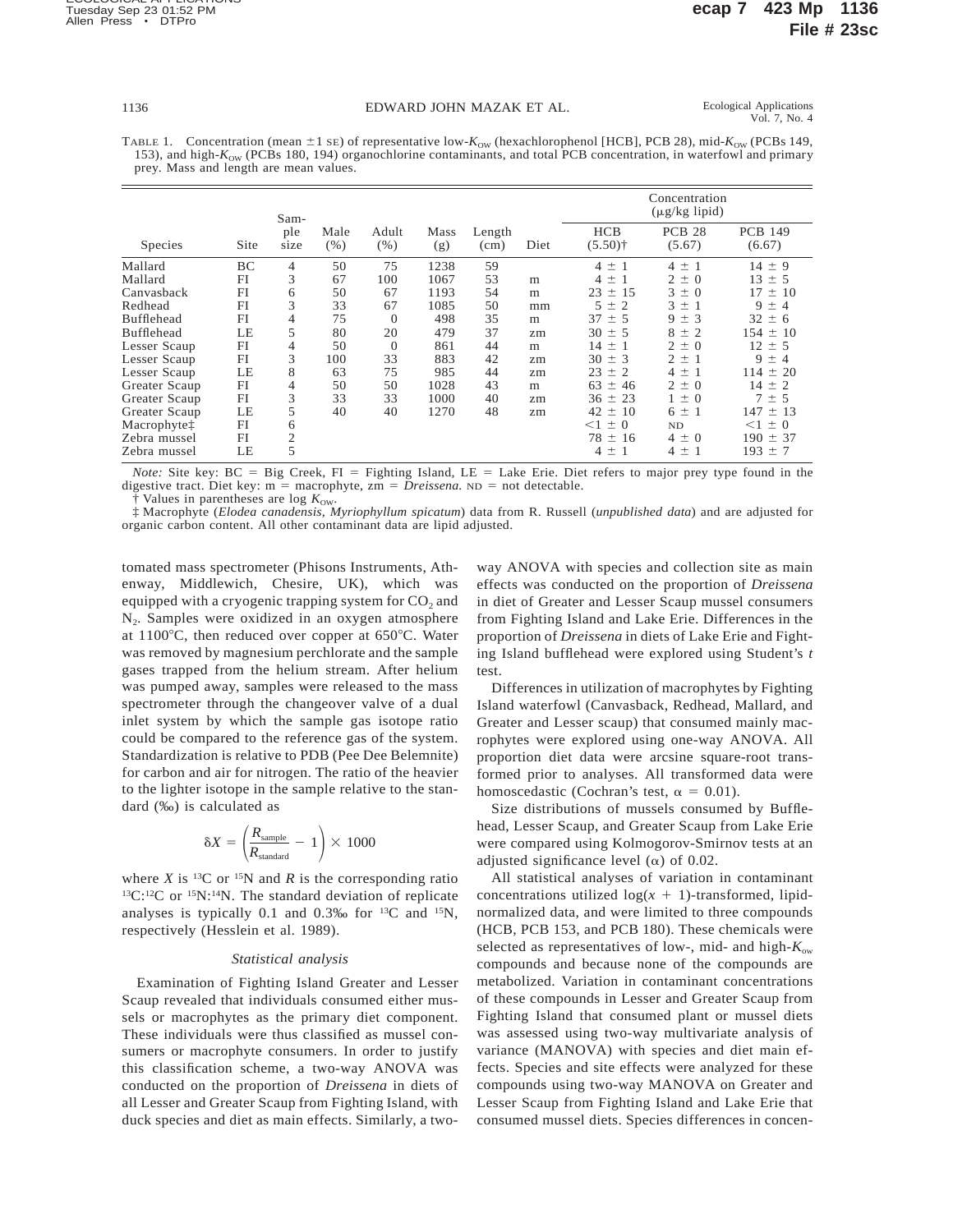TABLE 1. Concentration (mean ±1 SE) of representative low-$K_{OW}$ (hexachlorophenol [HCB], PCB 28), mid-$K_{OW}$ (PCBs 149, 153), and high-$K_{OW}$ (PCBs 180, 194) organochlorine contaminants, and total PCB concentration, in waterfowl and primary prey. Mass and length are mean values.

| Species | Site | Sample size | Male (%) | Adult (%) | Mass (g) | Length (cm) | Diet | Concentration (μg/kg lipid) HCB (5.50)† | PCB 28 (5.67) | PCB 149 (6.67) |
|---|---|---|---|---|---|---|---|---|---|---|
| Mallard | BC | 4 | 50 | 75 | 1238 | 59 | | 4 ± 1 | 4 ± 1 | 14 ± 9 |
| Mallard | FI | 3 | 67 | 100 | 1067 | 53 | m | 4 ± 1 | 2 ± 0 | 13 ± 5 |
| Canvasback | FI | 6 | 50 | 67 | 1193 | 54 | m | 23 ± 15 | 3 ± 0 | 17 ± 10 |
| Redhead | FI | 3 | 33 | 67 | 1085 | 50 | mm | 5 ± 2 | 3 ± 1 | 9 ± 4 |
| Bufflehead | FI | 4 | 75 | 0 | 498 | 35 | m | 37 ± 5 | 9 ± 3 | 32 ± 6 |
| Bufflehead | LE | 5 | 80 | 20 | 479 | 37 | zm | 30 ± 5 | 8 ± 2 | 154 ± 10 |
| Lesser Scaup | FI | 4 | 50 | 0 | 861 | 44 | m | 14 ± 1 | 2 ± 0 | 12 ± 5 |
| Lesser Scaup | FI | 3 | 100 | 33 | 883 | 42 | zm | 30 ± 3 | 2 ± 1 | 9 ± 4 |
| Lesser Scaup | LE | 8 | 63 | 75 | 985 | 44 | zm | 23 ± 2 | 4 ± 1 | 114 ± 20 |
| Greater Scaup | FI | 4 | 50 | 50 | 1028 | 43 | m | 63 ± 46 | 2 ± 0 | 14 ± 2 |
| Greater Scaup | FI | 3 | 33 | 33 | 1000 | 40 | zm | 36 ± 23 | 1 ± 0 | 7 ± 5 |
| Greater Scaup | LE | 5 | 40 | 40 | 1270 | 48 | zm | 42 ± 10 | 6 ± 1 | 147 ± 13 |
| Macrophyte‡ | FI | 6 | | | | | | <1 ± 0 | ND | <1 ± 0 |
| Zebra mussel | FI | 2 | | | | | | 78 ± 16 | 4 ± 0 | 190 ± 37 |
| Zebra mussel | LE | 5 | | | | | | 4 ± 1 | 4 ± 1 | 193 ± 7 |

*Note:* Site key: BC = Big Creek, FI = Fighting Island, LE = Lake Erie. Diet refers to major prey type found in the digestive tract. Diet key: m = macrophyte, zm = *Dreissena.* ND = not detectable.

† Values in parentheses are log $K_{OW}$.

‡ Macrophyte (*Elodea canadensis, Myriophyllum spicatum*) data from R. Russell (*unpublished data*) and are adjusted for organic carbon content. All other contaminant data are lipid adjusted.

tomated mass spectrometer (Phisons Instruments, Athenway, Middlewich, Chesire, UK), which was equipped with a cryogenic trapping system for $CO_2$ and $N_2$. Samples were oxidized in an oxygen atmosphere at 1100°C, then reduced over copper at 650°C. Water was removed by magnesium perchlorate and the sample gases trapped from the helium stream. After helium was pumped away, samples were released to the mass spectrometer through the changeover valve of a dual inlet system by which the sample gas isotope ratio could be compared to the reference gas of the system. Standardization is relative to PDB (Pee Dee Belemnite) for carbon and air for nitrogen. The ratio of the heavier to the lighter isotope in the sample relative to the standard (‰) is calculated as

$$\delta X = \left(\frac{R_{\text{sample}}}{R_{\text{standard}}} - 1\right) \times 1000$$

where $X$ is $^{13}C$ or $^{15}N$ and $R$ is the corresponding ratio $^{13}C$:$^{12}C$ or $^{15}N$:$^{14}N$. The standard deviation of replicate analyses is typically 0.1 and 0.3‰ for $^{13}C$ and $^{15}N$, respectively (Hesslein et al. 1989).

### *Statistical analysis*

Examination of Fighting Island Greater and Lesser Scaup revealed that individuals consumed either mussels or macrophytes as the primary diet component. These individuals were thus classified as mussel consumers or macrophyte consumers. In order to justify this classification scheme, a two-way ANOVA was conducted on the proportion of *Dreissena* in diets of all Lesser and Greater Scaup from Fighting Island, with duck species and diet as main effects. Similarly, a two-way ANOVA with species and collection site as main effects was conducted on the proportion of *Dreissena* in diet of Greater and Lesser Scaup mussel consumers from Fighting Island and Lake Erie. Differences in the proportion of *Dreissena* in diets of Lake Erie and Fighting Island bufflehead were explored using Student's *t* test.

Differences in utilization of macrophytes by Fighting Island waterfowl (Canvasback, Redhead, Mallard, and Greater and Lesser scaup) that consumed mainly macrophytes were explored using one-way ANOVA. All proportion diet data were arcsine square-root transformed prior to analyses. All transformed data were homoscedastic (Cochran's test, $\alpha = 0.01$).

Size distributions of mussels consumed by Bufflehead, Lesser Scaup, and Greater Scaup from Lake Erie were compared using Kolmogorov-Smirnov tests at an adjusted significance level ($\alpha$) of 0.02.

All statistical analyses of variation in contaminant concentrations utilized $\log(x + 1)$-transformed, lipid-normalized data, and were limited to three compounds (HCB, PCB 153, and PCB 180). These chemicals were selected as representatives of low-, mid- and high-$K_{ow}$ compounds and because none of the compounds are metabolized. Variation in contaminant concentrations of these compounds in Lesser and Greater Scaup from Fighting Island that consumed plant or mussel diets was assessed using two-way multivariate analysis of variance (MANOVA) with species and diet main effects. Species and site effects were analyzed for these compounds using two-way MANOVA on Greater and Lesser Scaup from Fighting Island and Lake Erie that consumed mussel diets. Species differences in concen-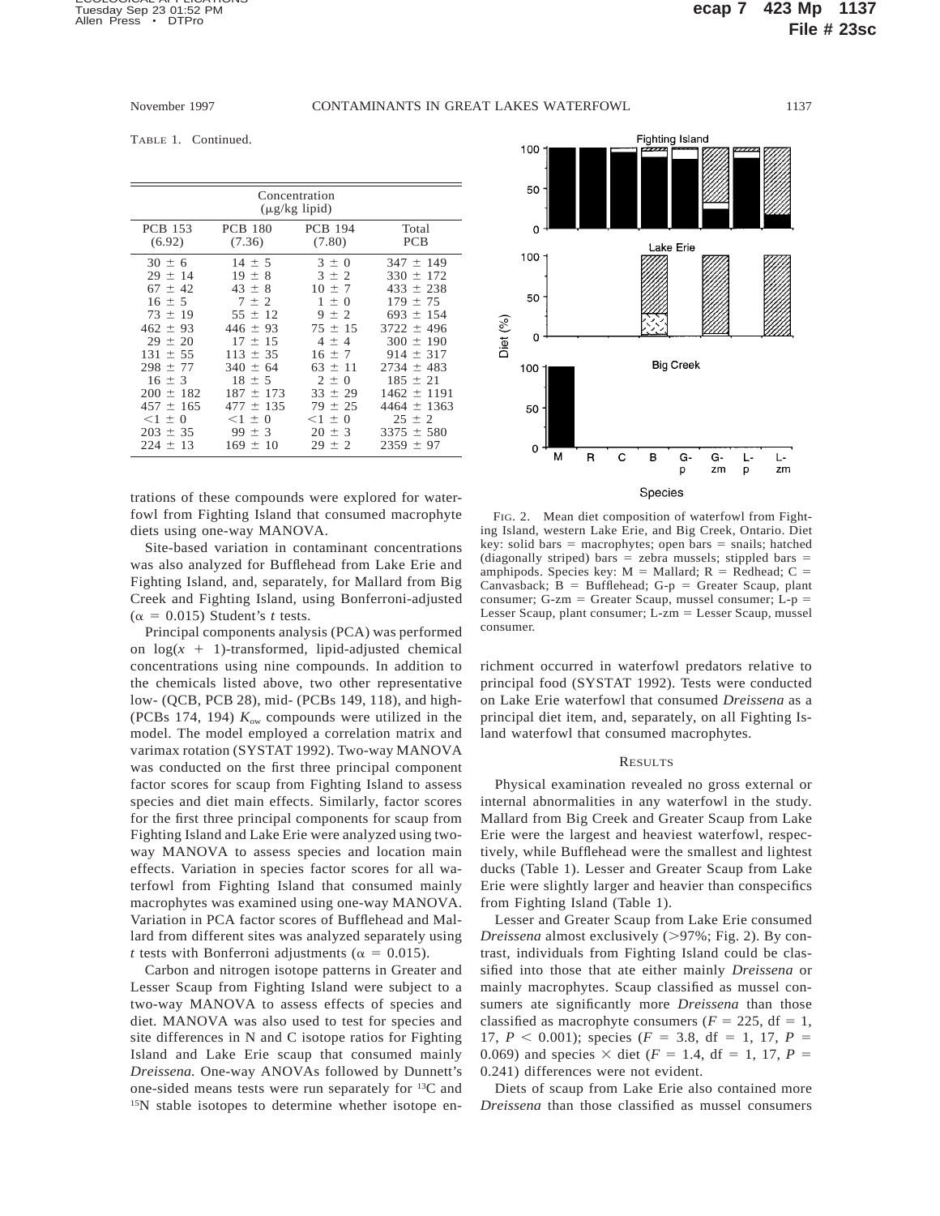TABLE 1. Continued.

| Concentration (μg/kg lipid) | | | |
|---|---|---|---|
| PCB 153 (6.92) | PCB 180 (7.36) | PCB 194 (7.80) | Total PCB |
| 30 ± 6 | 14 ± 5 | 3 ± 0 | 347 ± 149 |
| 29 ± 14 | 19 ± 8 | 3 ± 2 | 330 ± 172 |
| 67 ± 42 | 43 ± 8 | 10 ± 7 | 433 ± 238 |
| 16 ± 5 | 7 ± 2 | 1 ± 0 | 179 ± 75 |
| 73 ± 19 | 55 ± 12 | 9 ± 2 | 693 ± 154 |
| 462 ± 93 | 446 ± 93 | 75 ± 15 | 3722 ± 496 |
| 29 ± 20 | 17 ± 15 | 4 ± 4 | 300 ± 190 |
| 131 ± 55 | 113 ± 35 | 16 ± 7 | 914 ± 317 |
| 298 ± 77 | 340 ± 64 | 63 ± 11 | 2734 ± 483 |
| 16 ± 3 | 18 ± 5 | 2 ± 0 | 185 ± 21 |
| 200 ± 182 | 187 ± 173 | 33 ± 29 | 1462 ± 1191 |
| 457 ± 165 | 477 ± 135 | 79 ± 25 | 4464 ± 1363 |
| <1 ± 0 | <1 ± 0 | <1 ± 0 | 25 ± 2 |
| 203 ± 35 | 99 ± 3 | 20 ± 3 | 3375 ± 580 |
| 224 ± 13 | 169 ± 10 | 29 ± 2 | 2359 ± 97 |

trations of these compounds were explored for waterfowl from Fighting Island that consumed macrophyte diets using one-way MANOVA.

Site-based variation in contaminant concentrations was also analyzed for Bufflehead from Lake Erie and Fighting Island, and, separately, for Mallard from Big Creek and Fighting Island, using Bonferroni-adjusted ($\alpha = 0.015$) Student's *t* tests.

Principal components analysis (PCA) was performed on $\log(x + 1)$-transformed, lipid-adjusted chemical concentrations using nine compounds. In addition to the chemicals listed above, two other representative low- (QCB, PCB 28), mid- (PCBs 149, 118), and high- (PCBs 174, 194) $K_{ow}$ compounds were utilized in the model. The model employed a correlation matrix and varimax rotation (SYSTAT 1992). Two-way MANOVA was conducted on the first three principal component factor scores for scaup from Fighting Island to assess species and diet main effects. Similarly, factor scores for the first three principal components for scaup from Fighting Island and Lake Erie were analyzed using two-way MANOVA to assess species and location main effects. Variation in species factor scores for all waterfowl from Fighting Island that consumed mainly macrophytes was examined using one-way MANOVA. Variation in PCA factor scores of Bufflehead and Mallard from different sites was analyzed separately using *t* tests with Bonferroni adjustments ($\alpha = 0.015$).

Carbon and nitrogen isotope patterns in Greater and Lesser Scaup from Fighting Island were subject to a two-way MANOVA to assess effects of species and diet. MANOVA was also used to test for species and site differences in N and C isotope ratios for Fighting Island and Lake Erie scaup that consumed mainly *Dreissena.* One-way ANOVAs followed by Dunnett's one-sided means tests were run separately for $^{13}C$ and $^{15}N$ stable isotopes to determine whether isotope enrichment occurred in waterfowl predators relative to principal food (SYSTAT 1992). Tests were conducted on Lake Erie waterfowl that consumed *Dreissena* as a principal diet item, and, separately, on all Fighting Island waterfowl that consumed macrophytes.

Fighting Island
Lake Erie
Big Creek
Diet (%)
100
50
0
M R C B G-p G-zm L-p L-zm
Species

FIG. 2. Mean diet composition of waterfowl from Fighting Island, western Lake Erie, and Big Creek, Ontario. Diet key: solid bars = macrophytes; open bars = snails; hatched (diagonally striped) bars = zebra mussels; stippled bars = amphipods. Species key: M = Mallard; R = Redhead; C = Canvasback; B = Bufflehead; G-p = Greater Scaup, plant consumer; G-zm = Greater Scaup, mussel consumer; L-p = Lesser Scaup, plant consumer; L-zm = Lesser Scaup, mussel consumer.

## RESULTS

Physical examination revealed no gross external or internal abnormalities in any waterfowl in the study. Mallard from Big Creek and Greater Scaup from Lake Erie were the largest and heaviest waterfowl, respectively, while Bufflehead were the smallest and lightest ducks (Table 1). Lesser and Greater Scaup from Lake Erie were slightly larger and heavier than conspecifics from Fighting Island (Table 1).

Lesser and Greater Scaup from Lake Erie consumed *Dreissena* almost exclusively (>97%; Fig. 2). By contrast, individuals from Fighting Island could be classified into those that ate either mainly *Dreissena* or mainly macrophytes. Scaup classified as mussel consumers ate significantly more *Dreissena* than those classified as macrophyte consumers ($F = 225$, df = 1, 17, $P < 0.001$); species ($F = 3.8$, df = 1, 17, $P = 0.069$) and species × diet ($F = 1.4$, df = 1, 17, $P = 0.241$) differences were not evident.

Diets of scaup from Lake Erie also contained more *Dreissena* than those classified as mussel consumers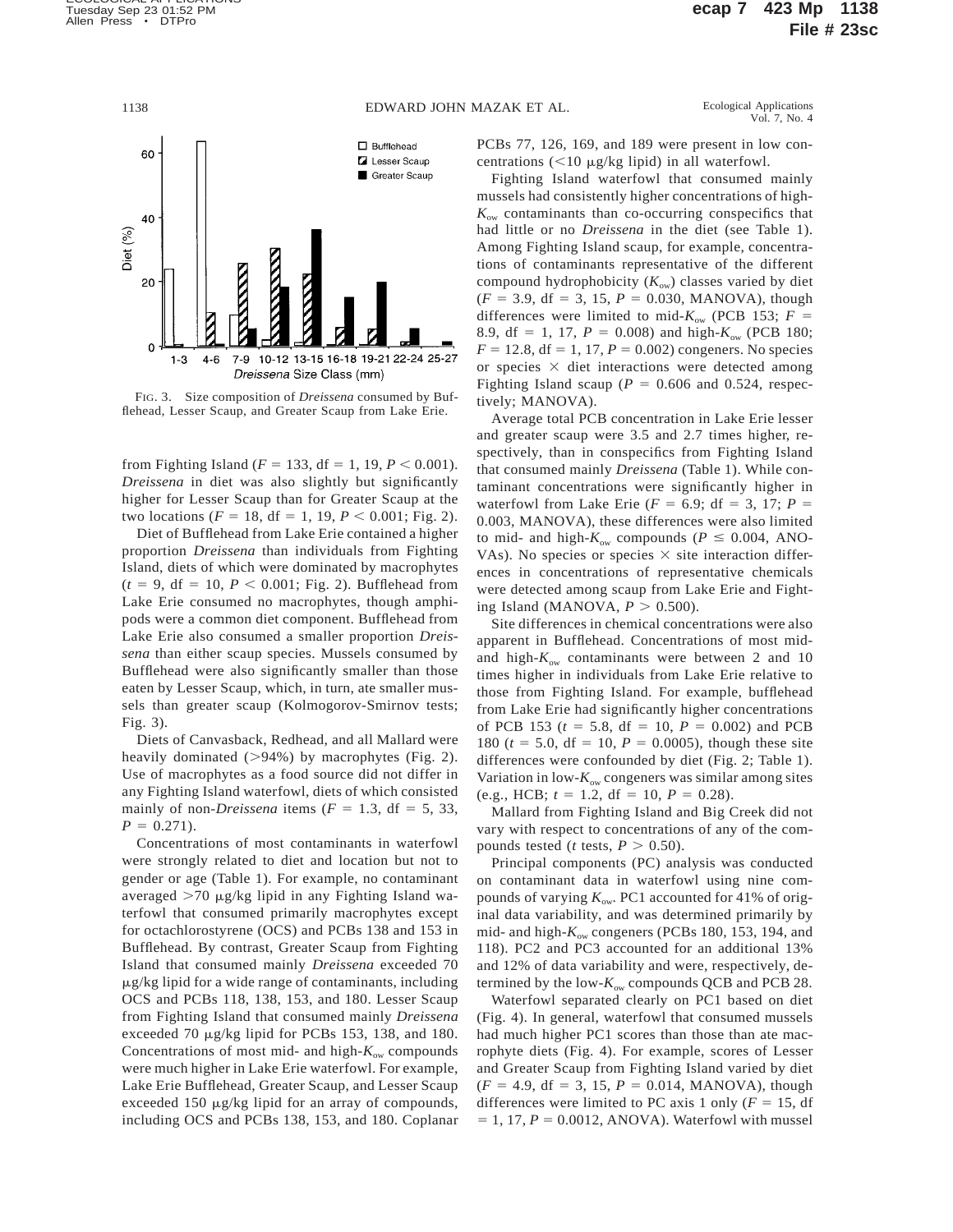60

40

Diet (%)

20

0

□ Bufflehead
Lesser Scaup
■ Greater Scaup

1-3 4-6 7-9 10-12 13-15 16-18 19-21 22-24 25-27

*Dreissena* Size Class (mm)

FIG. 3. Size composition of *Dreissena* consumed by Bufflehead, Lesser Scaup, and Greater Scaup from Lake Erie.

from Fighting Island ($F = 133$, df = 1, 19, $P < 0.001$). *Dreissena* in diet was also slightly but significantly higher for Lesser Scaup than for Greater Scaup at the two locations ($F = 18$, df = 1, 19, $P < 0.001$; Fig. 2).

Diet of Bufflehead from Lake Erie contained a higher proportion *Dreissena* than individuals from Fighting Island, diets of which were dominated by macrophytes ($t = 9$, df = 10, $P < 0.001$; Fig. 2). Bufflehead from Lake Erie consumed no macrophytes, though amphipods were a common diet component. Bufflehead from Lake Erie also consumed a smaller proportion *Dreissena* than either scaup species. Mussels consumed by Bufflehead were also significantly smaller than those eaten by Lesser Scaup, which, in turn, ate smaller mussels than greater scaup (Kolmogorov-Smirnov tests; Fig. 3).

Diets of Canvasback, Redhead, and all Mallard were heavily dominated (>94%) by macrophytes (Fig. 2). Use of macrophytes as a food source did not differ in any Fighting Island waterfowl, diets of which consisted mainly of non-*Dreissena* items ($F = 1.3$, df = 5, 33, $P = 0.271$).

Concentrations of most contaminants in waterfowl were strongly related to diet and location but not to gender or age (Table 1). For example, no contaminant averaged >70 μg/kg lipid in any Fighting Island waterfowl that consumed primarily macrophytes except for octachlorostyrene (OCS) and PCBs 138 and 153 in Bufflehead. By contrast, Greater Scaup from Fighting Island that consumed mainly *Dreissena* exceeded 70 μg/kg lipid for a wide range of contaminants, including OCS and PCBs 118, 138, 153, and 180. Lesser Scaup from Fighting Island that consumed mainly *Dreissena* exceeded 70 μg/kg lipid for PCBs 153, 138, and 180. Concentrations of most mid- and high-$K_{ow}$ compounds were much higher in Lake Erie waterfowl. For example, Lake Erie Bufflehead, Greater Scaup, and Lesser Scaup exceeded 150 μg/kg lipid for an array of compounds, including OCS and PCBs 138, 153, and 180. Coplanar PCBs 77, 126, 169, and 189 were present in low concentrations (<10 μg/kg lipid) in all waterfowl.

Fighting Island waterfowl that consumed mainly mussels had consistently higher concentrations of high-$K_{ow}$ contaminants than co-occurring conspecifics that had little or no *Dreissena* in the diet (see Table 1). Among Fighting Island scaup, for example, concentrations of contaminants representative of the different compound hydrophobicity ($K_{ow}$) classes varied by diet ($F = 3.9$, df = 3, 15, $P = 0.030$, MANOVA), though differences were limited to mid-$K_{ow}$ (PCB 153; $F = 8.9$, df = 1, 17, $P = 0.008$) and high-$K_{ow}$ (PCB 180; $F = 12.8$, df = 1, 17, $P = 0.002$) congeners. No species or species × diet interactions were detected among Fighting Island scaup ($P = 0.606$ and 0.524, respectively; MANOVA).

Average total PCB concentration in Lake Erie lesser and greater scaup were 3.5 and 2.7 times higher, respectively, than in conspecifics from Fighting Island that consumed mainly *Dreissena* (Table 1). While contaminant concentrations were significantly higher in waterfowl from Lake Erie ($F = 6.9$; df = 3, 17; $P = 0.003$, MANOVA), these differences were also limited to mid- and high-$K_{ow}$ compounds ($P \leq 0.004$, ANOVAs). No species or species × site interaction differences in concentrations of representative chemicals were detected among scaup from Lake Erie and Fighting Island (MANOVA, $P > 0.500$).

Site differences in chemical concentrations were also apparent in Bufflehead. Concentrations of most mid- and high-$K_{ow}$ contaminants were between 2 and 10 times higher in individuals from Lake Erie relative to those from Fighting Island. For example, bufflehead from Lake Erie had significantly higher concentrations of PCB 153 ($t = 5.8$, df = 10, $P = 0.002$) and PCB 180 ($t = 5.0$, df = 10, $P = 0.0005$), though these site differences were confounded by diet (Fig. 2; Table 1). Variation in low-$K_{ow}$ congeners was similar among sites (e.g., HCB; $t = 1.2$, df = 10, $P = 0.28$).

Mallard from Fighting Island and Big Creek did not vary with respect to concentrations of any of the compounds tested ($t$ tests, $P > 0.50$).

Principal components (PC) analysis was conducted on contaminant data in waterfowl using nine compounds of varying $K_{ow}$. PC1 accounted for 41% of original data variability, and was determined primarily by mid- and high-$K_{ow}$ congeners (PCBs 180, 153, 194, and 118). PC2 and PC3 accounted for an additional 13% and 12% of data variability and were, respectively, determined by the low-$K_{ow}$ compounds QCB and PCB 28.

Waterfowl separated clearly on PC1 based on diet (Fig. 4). In general, waterfowl that consumed mussels had much higher PC1 scores than those than ate macrophyte diets (Fig. 4). For example, scores of Lesser and Greater Scaup from Fighting Island varied by diet ($F = 4.9$, df = 3, 15, $P = 0.014$, MANOVA), though differences were limited to PC axis 1 only ($F = 15$, df = 1, 17, $P = 0.0012$, ANOVA). Waterfowl with mussel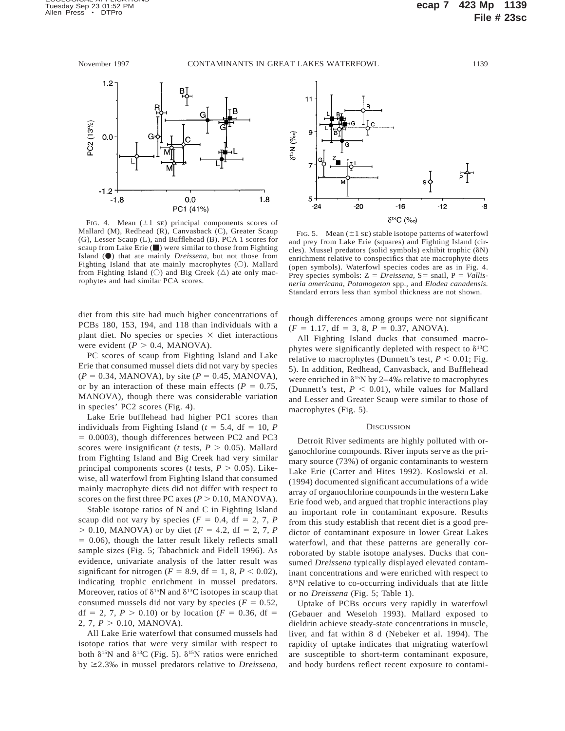1.2
-1.2
0.0
PC2 (13%)
-1.8
0.0
1.8
PC1 (41%)

FIG. 4. Mean (±1 SE) principal components scores of Mallard (M), Redhead (R), Canvasback (C), Greater Scaup (G), Lesser Scaup (L), and Bufflehead (B). PCA 1 scores for scaup from Lake Erie (■) were similar to those from Fighting Island (●) that ate mainly *Dreissena*, but not those from Fighting Island that ate mainly macrophytes (○). Mallard from Fighting Island (○) and Big Creek (△) ate only macrophytes and had similar PCA scores.

11
9
7
5
δ15N (‰)
-24
-20
-16
-12
-8
δ13C (‰)

FIG. 5. Mean (±1 SE) stable isotope patterns of waterfowl and prey from Lake Erie (squares) and Fighting Island (circles). Mussel predators (solid symbols) exhibit trophic (δN) enrichment relative to conspecifics that ate macrophyte diets (open symbols). Waterfowl species codes are as in Fig. 4. Prey species symbols: Z = *Dreissena*, S= snail, P = *Vallisneria americana*, *Potamogeton* spp., and *Elodea canadensis*. Standard errors less than symbol thickness are not shown.

diet from this site had much higher concentrations of PCBs 180, 153, 194, and 118 than individuals with a plant diet. No species or species × diet interactions were evident ($P > 0.4$, MANOVA).

PC scores of scaup from Fighting Island and Lake Erie that consumed mussel diets did not vary by species ($P = 0.34$, MANOVA), by site ($P = 0.45$, MANOVA), or by an interaction of these main effects ($P = 0.75$, MANOVA), though there was considerable variation in species' PC2 scores (Fig. 4).

Lake Erie bufflehead had higher PC1 scores than individuals from Fighting Island ($t = 5.4$, df = 10, $P = 0.0003$), though differences between PC2 and PC3 scores were insignificant ($t$ tests, $P > 0.05$). Mallard from Fighting Island and Big Creek had very similar principal components scores ($t$ tests, $P > 0.05$). Likewise, all waterfowl from Fighting Island that consumed mainly macrophyte diets did not differ with respect to scores on the first three PC axes ($P > 0.10$, MANOVA).

Stable isotope ratios of N and C in Fighting Island scaup did not vary by species ($F = 0.4$, df = 2, 7, $P > 0.10$, MANOVA) or by diet ($F = 4.2$, df = 2, 7, $P = 0.06$), though the latter result likely reflects small sample sizes (Fig. 5; Tabachnick and Fidell 1996). As evidence, univariate analysis of the latter result was significant for nitrogen ($F = 8.9$, df = 1, 8, $P < 0.02$), indicating trophic enrichment in mussel predators. Moreover, ratios of $\delta^{15}$N and $\delta^{13}$C isotopes in scaup that consumed mussels did not vary by species ($F = 0.52$, df = 2, 7, $P > 0.10$) or by location ($F = 0.36$, df = 2, 7, $P > 0.10$, MANOVA).

All Lake Erie waterfowl that consumed mussels had isotope ratios that were very similar with respect to both $\delta^{15}$N and $\delta^{13}$C (Fig. 5). $\delta^{15}$N ratios were enriched by ≥2.3‰ in mussel predators relative to *Dreissena*, though differences among groups were not significant ($F = 1.17$, df = 3, 8, $P = 0.37$, ANOVA).

All Fighting Island ducks that consumed macrophytes were significantly depleted with respect to $\delta^{13}$C relative to macrophytes (Dunnett's test, $P < 0.01$; Fig. 5). In addition, Redhead, Canvasback, and Bufflehead were enriched in $\delta^{15}$N by 2–4‰ relative to macrophytes (Dunnett's test, $P < 0.01$), while values for Mallard and Lesser and Greater Scaup were similar to those of macrophytes (Fig. 5).

## DISCUSSION

Detroit River sediments are highly polluted with organochlorine compounds. River inputs serve as the primary source (73%) of organic contaminants to western Lake Erie (Carter and Hites 1992). Koslowski et al. (1994) documented significant accumulations of a wide array of organochlorine compounds in the western Lake Erie food web, and argued that trophic interactions play an important role in contaminant exposure. Results from this study establish that recent diet is a good predictor of contaminant exposure in lower Great Lakes waterfowl, and that these patterns are generally corroborated by stable isotope analyses. Ducks that consumed *Dreissena* typically displayed elevated contaminant concentrations and were enriched with respect to $\delta^{15}$N relative to co-occurring individuals that ate little or no *Dreissena* (Fig. 5; Table 1).

Uptake of PCBs occurs very rapidly in waterfowl (Gebauer and Weseloh 1993). Mallard exposed to dieldrin achieve steady-state concentrations in muscle, liver, and fat within 8 d (Nebeker et al. 1994). The rapidity of uptake indicates that migrating waterfowl are susceptible to short-term contaminant exposure, and body burdens reflect recent exposure to contami-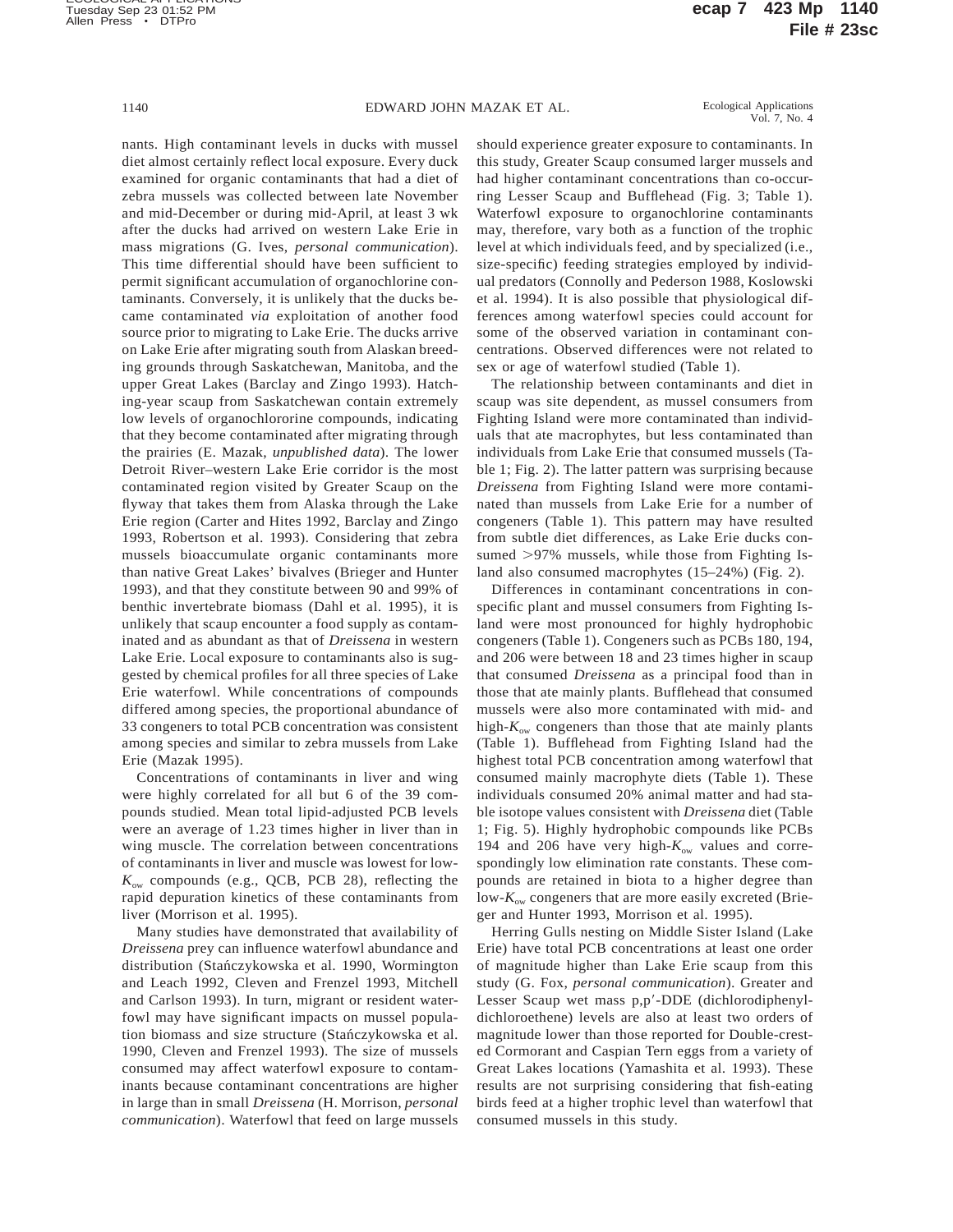nants. High contaminant levels in ducks with mussel diet almost certainly reflect local exposure. Every duck examined for organic contaminants that had a diet of zebra mussels was collected between late November and mid-December or during mid-April, at least 3 wk after the ducks had arrived on western Lake Erie in mass migrations (G. Ives, *personal communication*). This time differential should have been sufficient to permit significant accumulation of organochlorine contaminants. Conversely, it is unlikely that the ducks became contaminated *via* exploitation of another food source prior to migrating to Lake Erie. The ducks arrive on Lake Erie after migrating south from Alaskan breeding grounds through Saskatchewan, Manitoba, and the upper Great Lakes (Barclay and Zingo 1993). Hatching-year scaup from Saskatchewan contain extremely low levels of organochlororine compounds, indicating that they become contaminated after migrating through the prairies (E. Mazak, *unpublished data*). The lower Detroit River–western Lake Erie corridor is the most contaminated region visited by Greater Scaup on the flyway that takes them from Alaska through the Lake Erie region (Carter and Hites 1992, Barclay and Zingo 1993, Robertson et al. 1993). Considering that zebra mussels bioaccumulate organic contaminants more than native Great Lakes' bivalves (Brieger and Hunter 1993), and that they constitute between 90 and 99% of benthic invertebrate biomass (Dahl et al. 1995), it is unlikely that scaup encounter a food supply as contaminated and as abundant as that of *Dreissena* in western Lake Erie. Local exposure to contaminants also is suggested by chemical profiles for all three species of Lake Erie waterfowl. While concentrations of compounds differed among species, the proportional abundance of 33 congeners to total PCB concentration was consistent among species and similar to zebra mussels from Lake Erie (Mazak 1995).

Concentrations of contaminants in liver and wing were highly correlated for all but 6 of the 39 compounds studied. Mean total lipid-adjusted PCB levels were an average of 1.23 times higher in liver than in wing muscle. The correlation between concentrations of contaminants in liver and muscle was lowest for low-$K_{ow}$ compounds (e.g., QCB, PCB 28), reflecting the rapid depuration kinetics of these contaminants from liver (Morrison et al. 1995).

Many studies have demonstrated that availability of *Dreissena* prey can influence waterfowl abundance and distribution (Stańczykowska et al. 1990, Wormington and Leach 1992, Cleven and Frenzel 1993, Mitchell and Carlson 1993). In turn, migrant or resident waterfowl may have significant impacts on mussel population biomass and size structure (Stańczykowska et al. 1990, Cleven and Frenzel 1993). The size of mussels consumed may affect waterfowl exposure to contaminants because contaminant concentrations are higher in large than in small *Dreissena* (H. Morrison, *personal communication*). Waterfowl that feed on large mussels should experience greater exposure to contaminants. In this study, Greater Scaup consumed larger mussels and had higher contaminant concentrations than co-occurring Lesser Scaup and Bufflehead (Fig. 3; Table 1). Waterfowl exposure to organochlorine contaminants may, therefore, vary both as a function of the trophic level at which individuals feed, and by specialized (i.e., size-specific) feeding strategies employed by individual predators (Connolly and Pederson 1988, Koslowski et al. 1994). It is also possible that physiological differences among waterfowl species could account for some of the observed variation in contaminant concentrations. Observed differences were not related to sex or age of waterfowl studied (Table 1).

The relationship between contaminants and diet in scaup was site dependent, as mussel consumers from Fighting Island were more contaminated than individuals that ate macrophytes, but less contaminated than individuals from Lake Erie that consumed mussels (Table 1; Fig. 2). The latter pattern was surprising because *Dreissena* from Fighting Island were more contaminated than mussels from Lake Erie for a number of congeners (Table 1). This pattern may have resulted from subtle diet differences, as Lake Erie ducks consumed >97% mussels, while those from Fighting Island also consumed macrophytes (15–24%) (Fig. 2).

Differences in contaminant concentrations in conspecific plant and mussel consumers from Fighting Island were most pronounced for highly hydrophobic congeners (Table 1). Congeners such as PCBs 180, 194, and 206 were between 18 and 23 times higher in scaup that consumed *Dreissena* as a principal food than in those that ate mainly plants. Bufflehead that consumed mussels were also more contaminated with mid- and high-$K_{ow}$ congeners than those that ate mainly plants (Table 1). Bufflehead from Fighting Island had the highest total PCB concentration among waterfowl that consumed mainly macrophyte diets (Table 1). These individuals consumed 20% animal matter and had stable isotope values consistent with *Dreissena* diet (Table 1; Fig. 5). Highly hydrophobic compounds like PCBs 194 and 206 have very high-$K_{ow}$ values and correspondingly low elimination rate constants. These compounds are retained in biota to a higher degree than low-$K_{ow}$ congeners that are more easily excreted (Brieger and Hunter 1993, Morrison et al. 1995).

Herring Gulls nesting on Middle Sister Island (Lake Erie) have total PCB concentrations at least one order of magnitude higher than Lake Erie scaup from this study (G. Fox, *personal communication*). Greater and Lesser Scaup wet mass p,p′-DDE (dichlorodiphenyldichloroethene) levels are also at least two orders of magnitude lower than those reported for Double-crested Cormorant and Caspian Tern eggs from a variety of Great Lakes locations (Yamashita et al. 1993). These results are not surprising considering that fish-eating birds feed at a higher trophic level than waterfowl that consumed mussels in this study.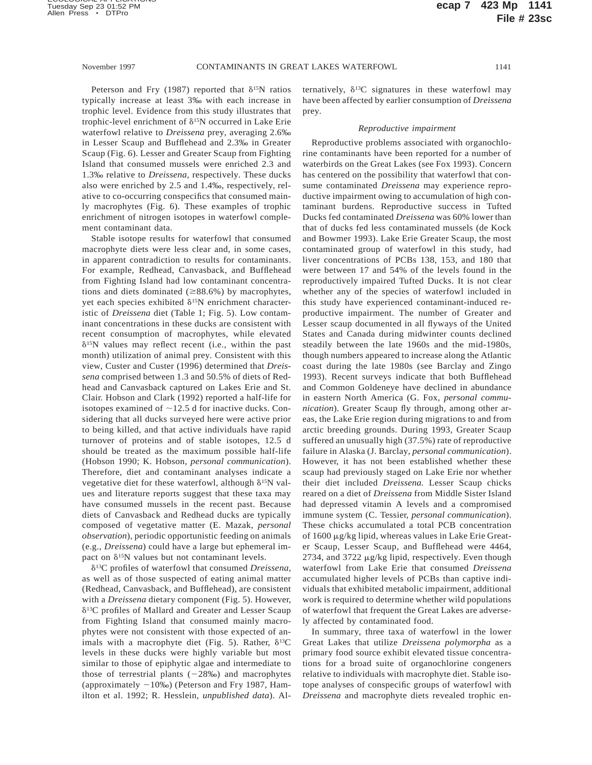Peterson and Fry (1987) reported that $\delta^{15}N$ ratios typically increase at least 3‰ with each increase in trophic level. Evidence from this study illustrates that trophic-level enrichment of $\delta^{15}N$ occurred in Lake Erie waterfowl relative to *Dreissena* prey, averaging 2.6‰ in Lesser Scaup and Bufflehead and 2.3‰ in Greater Scaup (Fig. 6). Lesser and Greater Scaup from Fighting Island that consumed mussels were enriched 2.3 and 1.3‰ relative to *Dreissena,* respectively. These ducks also were enriched by 2.5 and 1.4‰, respectively, relative to co-occurring conspecifics that consumed mainly macrophytes (Fig. 6). These examples of trophic enrichment of nitrogen isotopes in waterfowl complement contaminant data.

Stable isotope results for waterfowl that consumed macrophyte diets were less clear and, in some cases, in apparent contradiction to results for contaminants. For example, Redhead, Canvasback, and Bufflehead from Fighting Island had low contaminant concentrations and diets dominated ($\geq$88.6%) by macrophytes, yet each species exhibited $\delta^{15}N$ enrichment characteristic of *Dreissena* diet (Table 1; Fig. 5). Low contaminant concentrations in these ducks are consistent with recent consumption of macrophytes, while elevated $\delta^{15}N$ values may reflect recent (i.e., within the past month) utilization of animal prey. Consistent with this view, Custer and Custer (1996) determined that *Dreissena* comprised between 1.3 and 50.5% of diets of Redhead and Canvasback captured on Lakes Erie and St. Clair. Hobson and Clark (1992) reported a half-life for isotopes examined of ~12.5 d for inactive ducks. Considering that all ducks surveyed here were active prior to being killed, and that active individuals have rapid turnover of proteins and of stable isotopes, 12.5 d should be treated as the maximum possible half-life (Hobson 1990; K. Hobson, *personal communication*). Therefore, diet and contaminant analyses indicate a vegetative diet for these waterfowl, although $\delta^{15}N$ values and literature reports suggest that these taxa may have consumed mussels in the recent past. Because diets of Canvasback and Redhead ducks are typically composed of vegetative matter (E. Mazak, *personal observation*), periodic opportunistic feeding on animals (e.g., *Dreissena*) could have a large but ephemeral impact on $\delta^{15}N$ values but not contaminant levels.

$\delta^{13}C$ profiles of waterfowl that consumed *Dreissena,* as well as of those suspected of eating animal matter (Redhead, Canvasback, and Bufflehead), are consistent with a *Dreissena* dietary component (Fig. 5). However, $\delta^{13}C$ profiles of Mallard and Greater and Lesser Scaup from Fighting Island that consumed mainly macrophytes were not consistent with those expected of animals with a macrophyte diet (Fig. 5). Rather, $\delta^{13}C$ levels in these ducks were highly variable but most similar to those of epiphytic algae and intermediate to those of terrestrial plants ($-28$‰) and macrophytes (approximately $-10$‰) (Peterson and Fry 1987, Hamilton et al. 1992; R. Hesslein, *unpublished data*). Alternatively, $\delta^{13}C$ signatures in these waterfowl may have been affected by earlier consumption of *Dreissena* prey.

### *Reproductive impairment*

Reproductive problems associated with organochlorine contaminants have been reported for a number of waterbirds on the Great Lakes (see Fox 1993). Concern has centered on the possibility that waterfowl that consume contaminated *Dreissena* may experience reproductive impairment owing to accumulation of high contaminant burdens. Reproductive success in Tufted Ducks fed contaminated *Dreissena* was 60% lower than that of ducks fed less contaminated mussels (de Kock and Bowmer 1993). Lake Erie Greater Scaup, the most contaminated group of waterfowl in this study, had liver concentrations of PCBs 138, 153, and 180 that were between 17 and 54% of the levels found in the reproductively impaired Tufted Ducks. It is not clear whether any of the species of waterfowl included in this study have experienced contaminant-induced reproductive impairment. The number of Greater and Lesser scaup documented in all flyways of the United States and Canada during midwinter counts declined steadily between the late 1960s and the mid-1980s, though numbers appeared to increase along the Atlantic coast during the late 1980s (see Barclay and Zingo 1993). Recent surveys indicate that both Bufflehead and Common Goldeneye have declined in abundance in eastern North America (G. Fox, *personal communication*). Greater Scaup fly through, among other areas, the Lake Erie region during migrations to and from arctic breeding grounds. During 1993, Greater Scaup suffered an unusually high (37.5%) rate of reproductive failure in Alaska (J. Barclay, *personal communication*). However, it has not been established whether these scaup had previously staged on Lake Erie nor whether their diet included *Dreissena.* Lesser Scaup chicks reared on a diet of *Dreissena* from Middle Sister Island had depressed vitamin A levels and a compromised immune system (C. Tessier, *personal communication*). These chicks accumulated a total PCB concentration of 1600 μg/kg lipid, whereas values in Lake Erie Greater Scaup, Lesser Scaup, and Bufflehead were 4464, 2734, and 3722 μg/kg lipid, respectively. Even though waterfowl from Lake Erie that consumed *Dreissena* accumulated higher levels of PCBs than captive individuals that exhibited metabolic impairment, additional work is required to determine whether wild populations of waterfowl that frequent the Great Lakes are adversely affected by contaminated food.

In summary, three taxa of waterfowl in the lower Great Lakes that utilize *Dreissena polymorpha* as a primary food source exhibit elevated tissue concentrations for a broad suite of organochlorine congeners relative to individuals with macrophyte diet. Stable isotope analyses of conspecific groups of waterfowl with *Dreissena* and macrophyte diets revealed trophic en-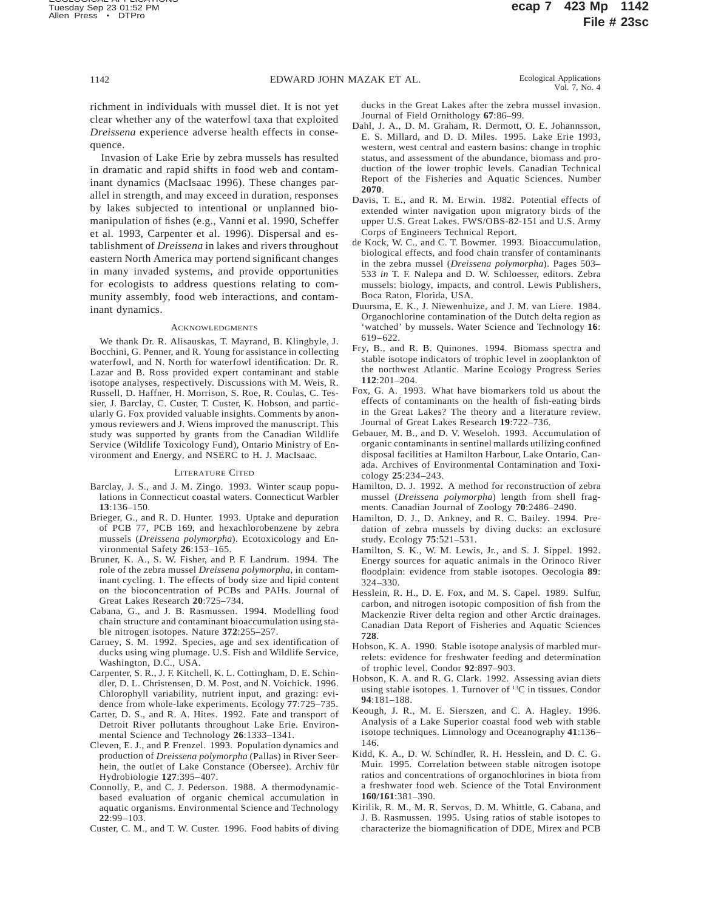richment in individuals with mussel diet. It is not yet clear whether any of the waterfowl taxa that exploited *Dreissena* experience adverse health effects in consequence.

Invasion of Lake Erie by zebra mussels has resulted in dramatic and rapid shifts in food web and contaminant dynamics (MacIsaac 1996). These changes parallel in strength, and may exceed in duration, responses by lakes subjected to intentional or unplanned biomanipulation of fishes (e.g., Vanni et al. 1990, Scheffer et al. 1993, Carpenter et al. 1996). Dispersal and establishment of *Dreissena* in lakes and rivers throughout eastern North America may portend significant changes in many invaded systems, and provide opportunities for ecologists to address questions relating to community assembly, food web interactions, and contaminant dynamics.

## Acknowledgments

We thank Dr. R. Alisauskas, T. Mayrand, B. Klingbyle, J. Bocchini, G. Penner, and R. Young for assistance in collecting waterfowl, and N. North for waterfowl identification. Dr. R. Lazar and B. Ross provided expert contaminant and stable isotope analyses, respectively. Discussions with M. Weis, R. Russell, D. Haffner, H. Morrison, S. Roe, R. Coulas, C. Tessier, J. Barclay, C. Custer, T. Custer, K. Hobson, and particularly G. Fox provided valuable insights. Comments by anonymous reviewers and J. Wiens improved the manuscript. This study was supported by grants from the Canadian Wildlife Service (Wildlife Toxicology Fund), Ontario Ministry of Environment and Energy, and NSERC to H. J. MacIsaac.

## Literature Cited

Barclay, J. S., and J. M. Zingo. 1993. Winter scaup populations in Connecticut coastal waters. Connecticut Warbler **13**:136–150.

Brieger, G., and R. D. Hunter. 1993. Uptake and depuration of PCB 77, PCB 169, and hexachlorobenzene by zebra mussels (*Dreissena polymorpha*). Ecotoxicology and Environmental Safety **26**:153–165.

Bruner, K. A., S. W. Fisher, and P. F. Landrum. 1994. The role of the zebra mussel *Dreissena polymorpha*, in contaminant cycling. 1. The effects of body size and lipid content on the bioconcentration of PCBs and PAHs. Journal of Great Lakes Research **20**:725–734.

Cabana, G., and J. B. Rasmussen. 1994. Modelling food chain structure and contaminant bioaccumulation using stable nitrogen isotopes. Nature **372**:255–257.

Carney, S. M. 1992. Species, age and sex identification of ducks using wing plumage. U.S. Fish and Wildlife Service, Washington, D.C., USA.

Carpenter, S. R., J. F. Kitchell, K. L. Cottingham, D. E. Schindler, D. L. Christensen, D. M. Post, and N. Voichick. 1996. Chlorophyll variability, nutrient input, and grazing: evidence from whole-lake experiments. Ecology **77**:725–735.

Carter, D. S., and R. A. Hites. 1992. Fate and transport of Detroit River pollutants throughout Lake Erie. Environmental Science and Technology **26**:1333–1341.

Cleven, E. J., and P. Frenzel. 1993. Population dynamics and production of *Dreissena polymorpha* (Pallas) in River Seerhein, the outlet of Lake Constance (Obersee). Archiv für Hydrobiologie **127**:395–407.

Connolly, P., and C. J. Pederson. 1988. A thermodynamic-based evaluation of organic chemical accumulation in aquatic organisms. Environmental Science and Technology **22**:99–103.

Custer, C. M., and T. W. Custer. 1996. Food habits of diving ducks in the Great Lakes after the zebra mussel invasion. Journal of Field Ornithology **67**:86–99.

Dahl, J. A., D. M. Graham, R. Dermott, O. E. Johannsson, E. S. Millard, and D. D. Miles. 1995. Lake Erie 1993, western, west central and eastern basins: change in trophic status, and assessment of the abundance, biomass and production of the lower trophic levels. Canadian Technical Report of the Fisheries and Aquatic Sciences. Number **2070**.

Davis, T. E., and R. M. Erwin. 1982. Potential effects of extended winter navigation upon migratory birds of the upper U.S. Great Lakes. FWS/OBS-82-151 and U.S. Army Corps of Engineers Technical Report.

de Kock, W. C., and C. T. Bowmer. 1993. Bioaccumulation, biological effects, and food chain transfer of contaminants in the zebra mussel (*Dreissena polymorpha*). Pages 503–533 *in* T. F. Nalepa and D. W. Schloesser, editors. Zebra mussels: biology, impacts, and control. Lewis Publishers, Boca Raton, Florida, USA.

Duursma, E. K., J. Niewenhuize, and J. M. van Liere. 1984. Organochlorine contamination of the Dutch delta region as 'watched' by mussels. Water Science and Technology **16**: 619–622.

Fry, B., and R. B. Quinones. 1994. Biomass spectra and stable isotope indicators of trophic level in zooplankton of the northwest Atlantic. Marine Ecology Progress Series **112**:201–204.

Fox, G. A. 1993. What have biomarkers told us about the effects of contaminants on the health of fish-eating birds in the Great Lakes? The theory and a literature review. Journal of Great Lakes Research **19**:722–736.

Gebauer, M. B., and D. V. Weseloh. 1993. Accumulation of organic contaminants in sentinel mallards utilizing confined disposal facilities at Hamilton Harbour, Lake Ontario, Canada. Archives of Environmental Contamination and Toxicology **25**:234–243.

Hamilton, D. J. 1992. A method for reconstruction of zebra mussel (*Dreissena polymorpha*) length from shell fragments. Canadian Journal of Zoology **70**:2486–2490.

Hamilton, D. J., D. Ankney, and R. C. Bailey. 1994. Predation of zebra mussels by diving ducks: an exclosure study. Ecology **75**:521–531.

Hamilton, S. K., W. M. Lewis, Jr., and S. J. Sippel. 1992. Energy sources for aquatic animals in the Orinoco River floodplain: evidence from stable isotopes. Oecologia **89**: 324–330.

Hesslein, R. H., D. E. Fox, and M. S. Capel. 1989. Sulfur, carbon, and nitrogen isotopic composition of fish from the Mackenzie River delta region and other Arctic drainages. Canadian Data Report of Fisheries and Aquatic Sciences **728**.

Hobson, K. A. 1990. Stable isotope analysis of marbled murrelets: evidence for freshwater feeding and determination of trophic level. Condor **92**:897–903.

Hobson, K. A. and R. G. Clark. 1992. Assessing avian diets using stable isotopes. 1. Turnover of $^{13}C$ in tissues. Condor **94**:181–188.

Keough, J. R., M. E. Sierszen, and C. A. Hagley. 1996. Analysis of a Lake Superior coastal food web with stable isotope techniques. Limnology and Oceanography **41**:136–146.

Kidd, K. A., D. W. Schindler, R. H. Hesslein, and D. C. G. Muir. 1995. Correlation between stable nitrogen isotope ratios and concentrations of organochlorines in biota from a freshwater food web. Science of the Total Environment **160/161**:381–390.

Kirilik, R. M., M. R. Servos, D. M. Whittle, G. Cabana, and J. B. Rasmussen. 1995. Using ratios of stable isotopes to characterize the biomagnification of DDE, Mirex and PCB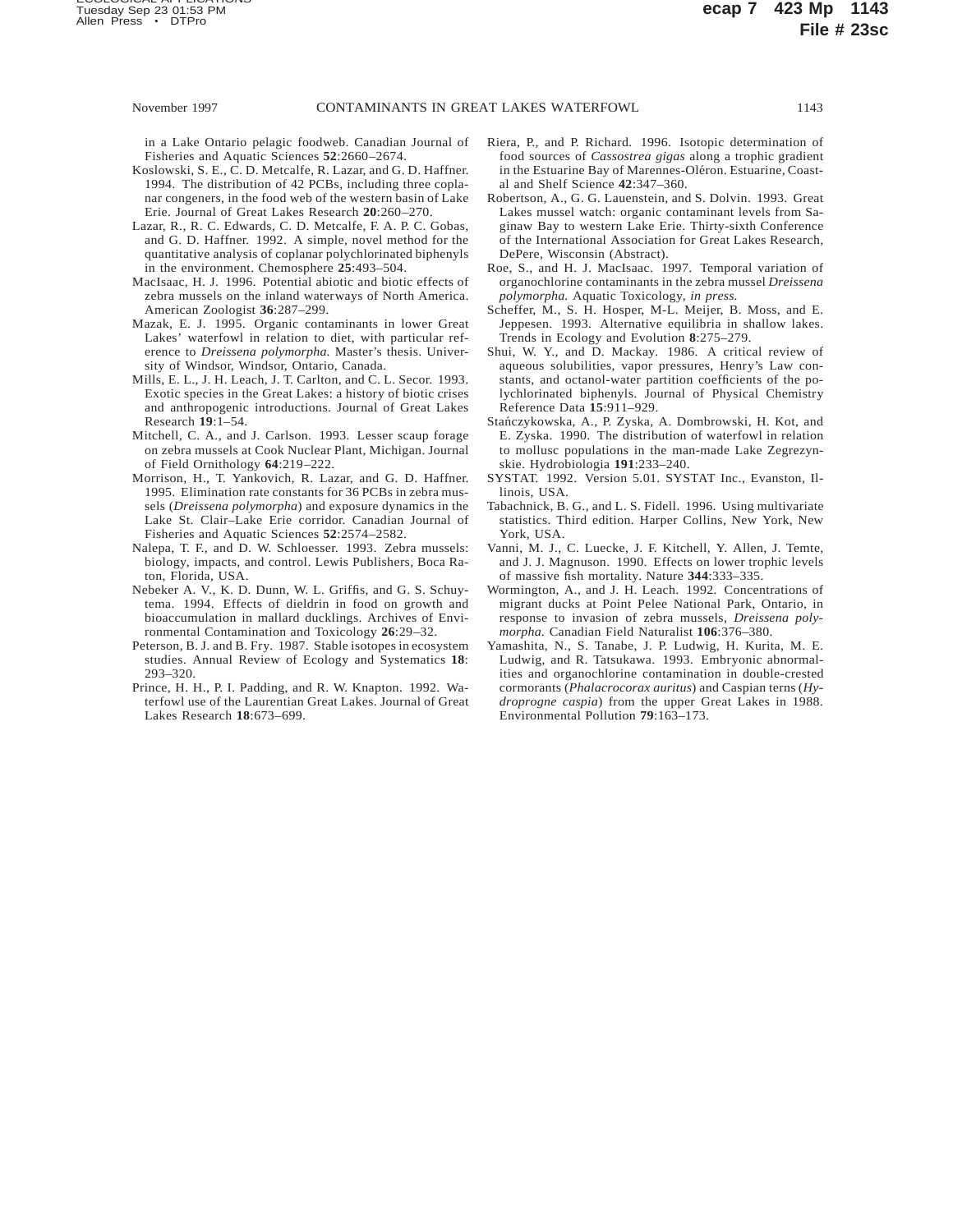in a Lake Ontario pelagic foodweb. Canadian Journal of Fisheries and Aquatic Sciences **52**:2660–2674.

Koslowski, S. E., C. D. Metcalfe, R. Lazar, and G. D. Haffner. 1994. The distribution of 42 PCBs, including three coplanar congeners, in the food web of the western basin of Lake Erie. Journal of Great Lakes Research **20**:260–270.

Lazar, R., R. C. Edwards, C. D. Metcalfe, F. A. P. C. Gobas, and G. D. Haffner. 1992. A simple, novel method for the quantitative analysis of coplanar polychlorinated biphenyls in the environment. Chemosphere **25**:493–504.

MacIsaac, H. J. 1996. Potential abiotic and biotic effects of zebra mussels on the inland waterways of North America. American Zoologist **36**:287–299.

Mazak, E. J. 1995. Organic contaminants in lower Great Lakes' waterfowl in relation to diet, with particular reference to *Dreissena polymorpha.* Master's thesis. University of Windsor, Windsor, Ontario, Canada.

Mills, E. L., J. H. Leach, J. T. Carlton, and C. L. Secor. 1993. Exotic species in the Great Lakes: a history of biotic crises and anthropogenic introductions. Journal of Great Lakes Research **19**:1–54.

Mitchell, C. A., and J. Carlson. 1993. Lesser scaup forage on zebra mussels at Cook Nuclear Plant, Michigan. Journal of Field Ornithology **64**:219–222.

Morrison, H., T. Yankovich, R. Lazar, and G. D. Haffner. 1995. Elimination rate constants for 36 PCBs in zebra mussels (*Dreissena polymorpha*) and exposure dynamics in the Lake St. Clair–Lake Erie corridor. Canadian Journal of Fisheries and Aquatic Sciences **52**:2574–2582.

Nalepa, T. F., and D. W. Schloesser. 1993. Zebra mussels: biology, impacts, and control. Lewis Publishers, Boca Raton, Florida, USA.

Nebeker A. V., K. D. Dunn, W. L. Griffis, and G. S. Schuytema. 1994. Effects of dieldrin in food on growth and bioaccumulation in mallard ducklings. Archives of Environmental Contamination and Toxicology **26**:29–32.

Peterson, B. J. and B. Fry. 1987. Stable isotopes in ecosystem studies. Annual Review of Ecology and Systematics **18**: 293–320.

Prince, H. H., P. I. Padding, and R. W. Knapton. 1992. Waterfowl use of the Laurentian Great Lakes. Journal of Great Lakes Research **18**:673–699.

Riera, P., and P. Richard. 1996. Isotopic determination of food sources of *Cassostrea gigas* along a trophic gradient in the Estuarine Bay of Marennes-Oléron. Estuarine, Coastal and Shelf Science **42**:347–360.

Robertson, A., G. G. Lauenstein, and S. Dolvin. 1993. Great Lakes mussel watch: organic contaminant levels from Saginaw Bay to western Lake Erie. Thirty-sixth Conference of the International Association for Great Lakes Research, DePere, Wisconsin (Abstract).

Roe, S., and H. J. MacIsaac. 1997. Temporal variation of organochlorine contaminants in the zebra mussel *Dreissena polymorpha.* Aquatic Toxicology, *in press.*

Scheffer, M., S. H. Hosper, M-L. Meijer, B. Moss, and E. Jeppesen. 1993. Alternative equilibria in shallow lakes. Trends in Ecology and Evolution **8**:275–279.

Shui, W. Y., and D. Mackay. 1986. A critical review of aqueous solubilities, vapor pressures, Henry's Law constants, and octanol-water partition coefficients of the polychlorinated biphenyls. Journal of Physical Chemistry Reference Data **15**:911–929.

Stańczykowska, A., P. Zyska, A. Dombrowski, H. Kot, and E. Zyska. 1990. The distribution of waterfowl in relation to mollusc populations in the man-made Lake Zegrezynskie. Hydrobiologia **191**:233–240.

SYSTAT. 1992. Version 5.01. SYSTAT Inc., Evanston, Illinois, USA.

Tabachnick, B. G., and L. S. Fidell. 1996. Using multivariate statistics. Third edition. Harper Collins, New York, New York, USA.

Vanni, M. J., C. Luecke, J. F. Kitchell, Y. Allen, J. Temte, and J. J. Magnuson. 1990. Effects on lower trophic levels of massive fish mortality. Nature **344**:333–335.

Wormington, A., and J. H. Leach. 1992. Concentrations of migrant ducks at Point Pelee National Park, Ontario, in response to invasion of zebra mussels, *Dreissena polymorpha.* Canadian Field Naturalist **106**:376–380.

Yamashita, N., S. Tanabe, J. P. Ludwig, H. Kurita, M. E. Ludwig, and R. Tatsukawa. 1993. Embryonic abnormalities and organochlorine contamination in double-crested cormorants (*Phalacrocorax auritus*) and Caspian terns (*Hydroprogne caspia*) from the upper Great Lakes in 1988. Environmental Pollution **79**:163–173.